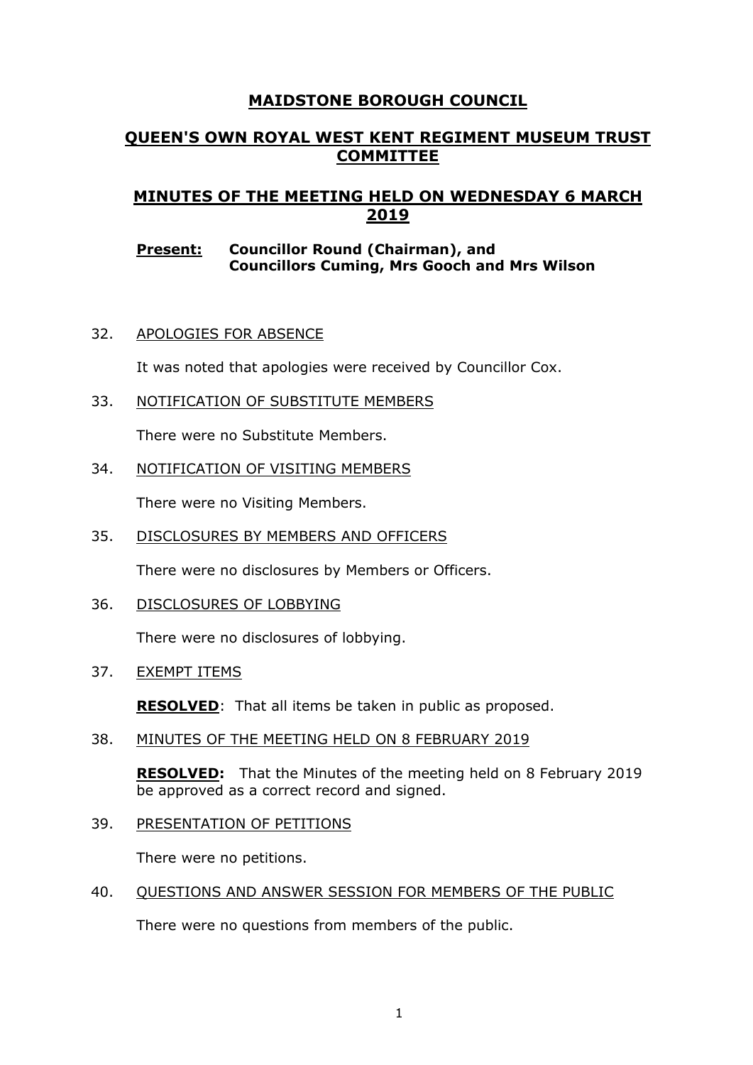# MAIDSTONE BOROUGH COUNCIL

## QUEEN'S OWN ROYAL WEST KENT REGIMENT MUSEUM TRUST COMMITTEE

## MINUTES OF THE MEETING HELD ON WEDNESDAY 6 MARCH 2019

**Present:** **Councillor Round (Chairman), and Councillors Cuming, Mrs Gooch and Mrs Wilson**

32. APOLOGIES FOR ABSENCE

    It was noted that apologies were received by Councillor Cox.

33. NOTIFICATION OF SUBSTITUTE MEMBERS

    There were no Substitute Members.

34. NOTIFICATION OF VISITING MEMBERS

    There were no Visiting Members.

35. DISCLOSURES BY MEMBERS AND OFFICERS

    There were no disclosures by Members or Officers.

36. DISCLOSURES OF LOBBYING

    There were no disclosures of lobbying.

37. EXEMPT ITEMS

    **RESOLVED**: That all items be taken in public as proposed.

38. MINUTES OF THE MEETING HELD ON 8 FEBRUARY 2019

    **RESOLVED:** That the Minutes of the meeting held on 8 February 2019 be approved as a correct record and signed.

39. PRESENTATION OF PETITIONS

    There were no petitions.

40. QUESTIONS AND ANSWER SESSION FOR MEMBERS OF THE PUBLIC

    There were no questions from members of the public.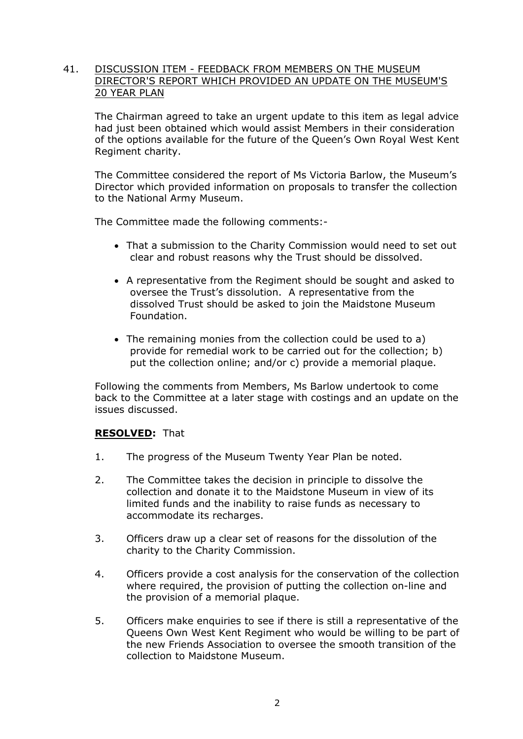41. <u>DISCUSSION ITEM - FEEDBACK FROM MEMBERS ON THE MUSEUM DIRECTOR'S REPORT WHICH PROVIDED AN UPDATE ON THE MUSEUM'S 20 YEAR PLAN</u>

The Chairman agreed to take an urgent update to this item as legal advice had just been obtained which would assist Members in their consideration of the options available for the future of the Queen's Own Royal West Kent Regiment charity.

The Committee considered the report of Ms Victoria Barlow, the Museum's Director which provided information on proposals to transfer the collection to the National Army Museum.

The Committee made the following comments:-

- That a submission to the Charity Commission would need to set out clear and robust reasons why the Trust should be dissolved.
- A representative from the Regiment should be sought and asked to oversee the Trust's dissolution. A representative from the dissolved Trust should be asked to join the Maidstone Museum Foundation.
- The remaining monies from the collection could be used to a) provide for remedial work to be carried out for the collection; b) put the collection online; and/or c) provide a memorial plaque.

Following the comments from Members, Ms Barlow undertook to come back to the Committee at a later stage with costings and an update on the issues discussed.

**<u>RESOLVED</u>:** That

1. The progress of the Museum Twenty Year Plan be noted.
2. The Committee takes the decision in principle to dissolve the collection and donate it to the Maidstone Museum in view of its limited funds and the inability to raise funds as necessary to accommodate its recharges.
3. Officers draw up a clear set of reasons for the dissolution of the charity to the Charity Commission.
4. Officers provide a cost analysis for the conservation of the collection where required, the provision of putting the collection on-line and the provision of a memorial plaque.
5. Officers make enquiries to see if there is still a representative of the Queens Own West Kent Regiment who would be willing to be part of the new Friends Association to oversee the smooth transition of the collection to Maidstone Museum.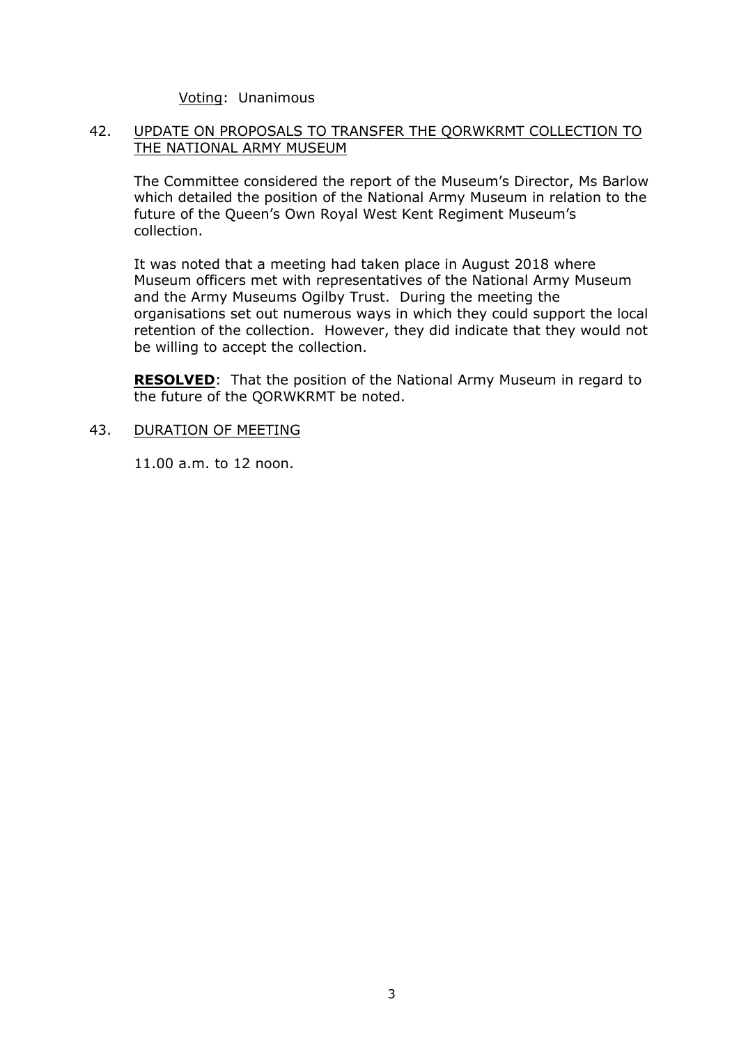Voting: Unanimous

42. UPDATE ON PROPOSALS TO TRANSFER THE QORWKRMT COLLECTION TO THE NATIONAL ARMY MUSEUM

The Committee considered the report of the Museum's Director, Ms Barlow which detailed the position of the National Army Museum in relation to the future of the Queen's Own Royal West Kent Regiment Museum's collection.

It was noted that a meeting had taken place in August 2018 where Museum officers met with representatives of the National Army Museum and the Army Museums Ogilby Trust. During the meeting the organisations set out numerous ways in which they could support the local retention of the collection. However, they did indicate that they would not be willing to accept the collection.

**RESOLVED**: That the position of the National Army Museum in regard to the future of the QORWKRMT be noted.

43. DURATION OF MEETING

11.00 a.m. to 12 noon.